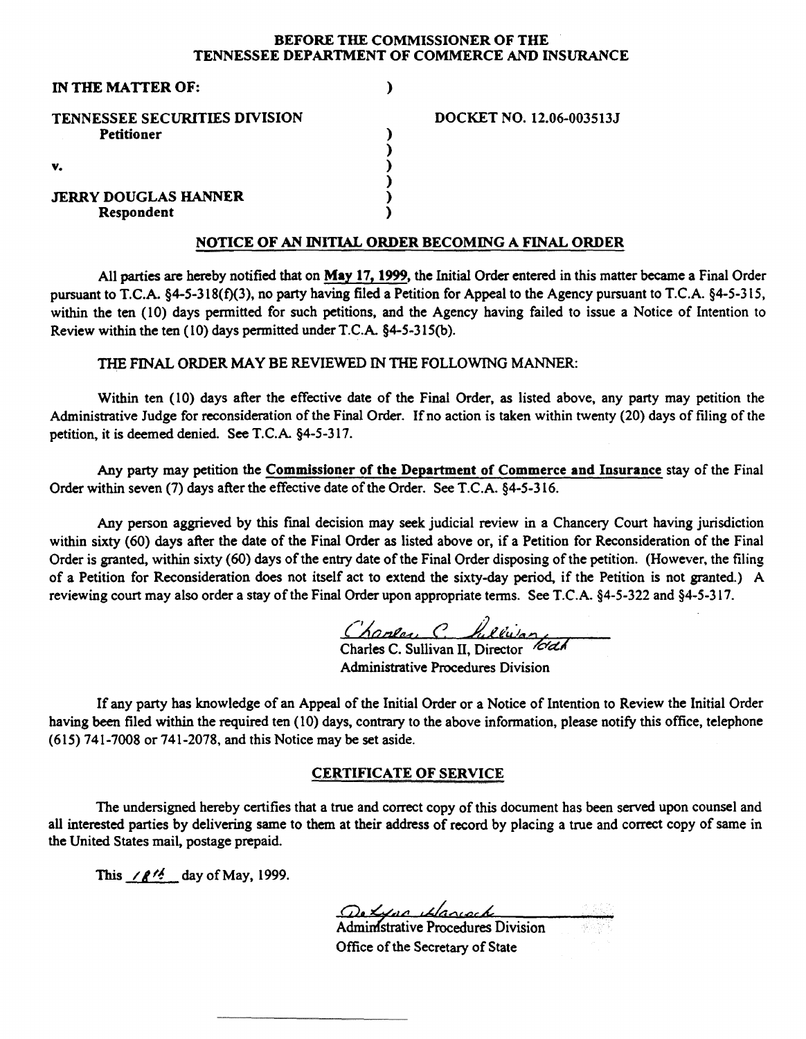**BEFORE THE COMMISSIONER OF THE**
**TENNESSEE DEPARTMENT OF COMMERCE AND INSURANCE**

**IN THE MATTER OF:** )

**TENNESSEE SECURITIES DIVISION** ) **DOCKET NO. 12.06-003513J**
**Petitioner** )
)
**v.** )
)
**JERRY DOUGLAS HANNER** )
**Respondent** )

## NOTICE OF AN INITIAL ORDER BECOMING A FINAL ORDER

All parties are hereby notified that on **May 17, 1999**, the Initial Order entered in this matter became a Final Order pursuant to T.C.A. §4-5-318(f)(3), no party having filed a Petition for Appeal to the Agency pursuant to T.C.A. §4-5-315, within the ten (10) days permitted for such petitions, and the Agency having failed to issue a Notice of Intention to Review within the ten (10) days permitted under T.C.A. §4-5-315(b).

THE FINAL ORDER MAY BE REVIEWED IN THE FOLLOWING MANNER:

Within ten (10) days after the effective date of the Final Order, as listed above, any party may petition the Administrative Judge for reconsideration of the Final Order. If no action is taken within twenty (20) days of filing of the petition, it is deemed denied. See T.C.A. §4-5-317.

Any party may petition the **Commissioner of the Department of Commerce and Insurance** stay of the Final Order within seven (7) days after the effective date of the Order. See T.C.A. §4-5-316.

Any person aggrieved by this final decision may seek judicial review in a Chancery Court having jurisdiction within sixty (60) days after the date of the Final Order as listed above or, if a Petition for Reconsideration of the Final Order is granted, within sixty (60) days of the entry date of the Final Order disposing of the petition. (However, the filing of a Petition for Reconsideration does not itself act to extend the sixty-day period, if the Petition is not granted.) A reviewing court may also order a stay of the Final Order upon appropriate terms. See T.C.A. §4-5-322 and §4-5-317.

Charles C. Sullivan II, Director
Administrative Procedures Division

If any party has knowledge of an Appeal of the Initial Order or a Notice of Intention to Review the Initial Order having been filed within the required ten (10) days, contrary to the above information, please notify this office, telephone (615) 741-7008 or 741-2078, and this Notice may be set aside.

## CERTIFICATE OF SERVICE

The undersigned hereby certifies that a true and correct copy of this document has been served upon counsel and all interested parties by delivering same to them at their address of record by placing a true and correct copy of same in the United States mail, postage prepaid.

This 18th day of May, 1999.

Administrative Procedures Division
Office of the Secretary of State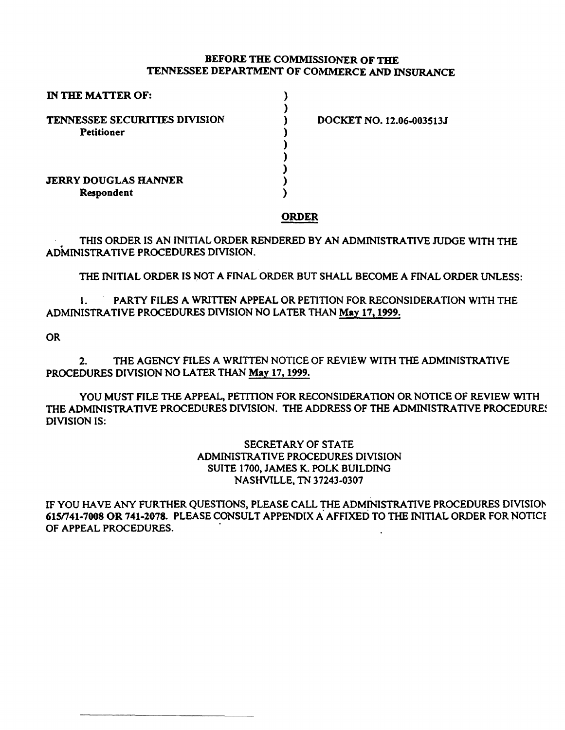**BEFORE THE COMMISSIONER OF THE**
**TENNESSEE DEPARTMENT OF COMMERCE AND INSURANCE**

| | | |
|---|---|---|
| **IN THE MATTER OF:** | ) | |
| | ) | |
| **TENNESSEE SECURITIES DIVISION** | ) | **DOCKET NO. 12.06-003513J** |
| **Petitioner** | ) | |
| | ) | |
| | ) | |
| | ) | |
| **JERRY DOUGLAS HANNER** | ) | |
| **Respondent** | ) | |

**ORDER**

THIS ORDER IS AN INITIAL ORDER RENDERED BY AN ADMINISTRATIVE JUDGE WITH THE ADMINISTRATIVE PROCEDURES DIVISION.

THE INITIAL ORDER IS NOT A FINAL ORDER BUT SHALL BECOME A FINAL ORDER UNLESS:

1. PARTY FILES A WRITTEN APPEAL OR PETITION FOR RECONSIDERATION WITH THE ADMINISTRATIVE PROCEDURES DIVISION NO LATER THAN May 17, 1999.

OR

2. THE AGENCY FILES A WRITTEN NOTICE OF REVIEW WITH THE ADMINISTRATIVE PROCEDURES DIVISION NO LATER THAN May 17, 1999.

YOU MUST FILE THE APPEAL, PETITION FOR RECONSIDERATION OR NOTICE OF REVIEW WITH THE ADMINISTRATIVE PROCEDURES DIVISION. THE ADDRESS OF THE ADMINISTRATIVE PROCEDURES DIVISION IS:

SECRETARY OF STATE
ADMINISTRATIVE PROCEDURES DIVISION
SUITE 1700, JAMES K. POLK BUILDING
NASHVILLE, TN 37243-0307

IF YOU HAVE ANY FURTHER QUESTIONS, PLEASE CALL THE ADMINISTRATIVE PROCEDURES DIVISION **615/741-7008 OR 741-2078.** PLEASE CONSULT APPENDIX A AFFIXED TO THE INITIAL ORDER FOR NOTICE OF APPEAL PROCEDURES.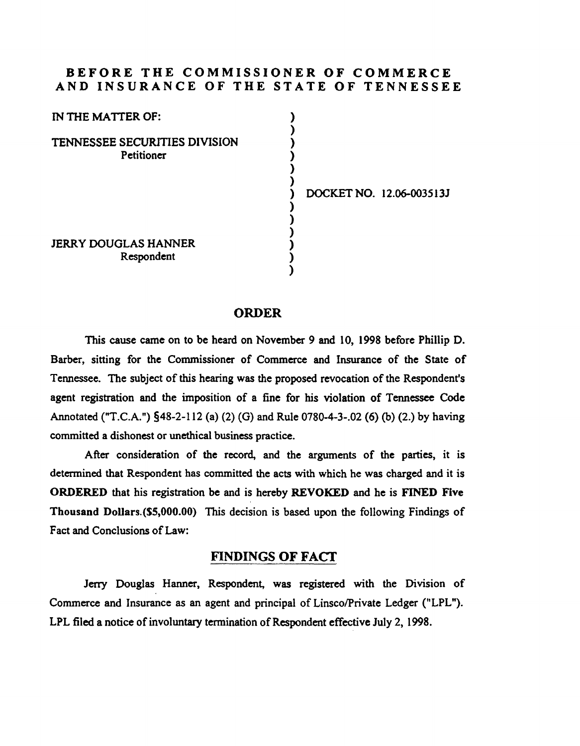# BEFORE THE COMMISSIONER OF COMMERCE AND INSURANCE OF THE STATE OF TENNESSEE

IN THE MATTER OF:

TENNESSEE SECURITIES DIVISION
Petitioner

DOCKET NO. 12.06-003513J

JERRY DOUGLAS HANNER
Respondent

## ORDER

This cause came on to be heard on November 9 and 10, 1998 before Phillip D. Barber, sitting for the Commissioner of Commerce and Insurance of the State of Tennessee. The subject of this hearing was the proposed revocation of the Respondent's agent registration and the imposition of a fine for his violation of Tennessee Code Annotated ("T.C.A.") §48-2-112 (a) (2) (G) and Rule 0780-4-3-.02 (6) (b) (2.) by having committed a dishonest or unethical business practice.

After consideration of the record, and the arguments of the parties, it is determined that Respondent has committed the acts with which he was charged and it is **ORDERED** that his registration be and is hereby **REVOKED** and he is **FINED Five Thousand Dollars.($5,000.00)** This decision is based upon the following Findings of Fact and Conclusions of Law:

## FINDINGS OF FACT

Jerry Douglas Hanner, Respondent, was registered with the Division of Commerce and Insurance as an agent and principal of Linsco/Private Ledger ("LPL"). LPL filed a notice of involuntary termination of Respondent effective July 2, 1998.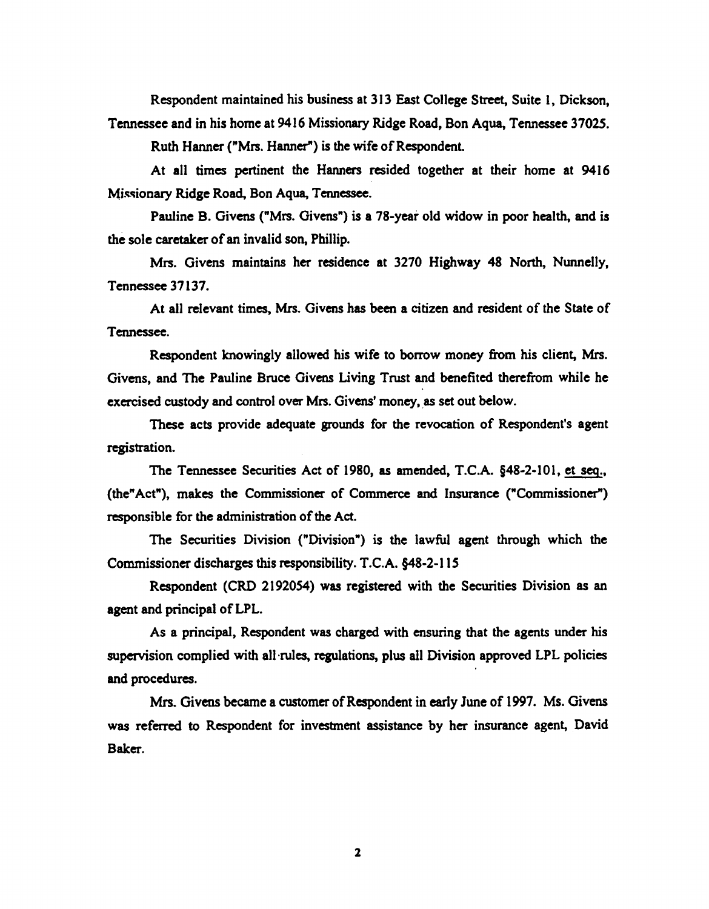Respondent maintained his business at 313 East College Street, Suite 1, Dickson, Tennessee and in his home at 9416 Missionary Ridge Road, Bon Aqua, Tennessee 37025.

Ruth Hanner ("Mrs. Hanner") is the wife of Respondent.

At all times pertinent the Hanners resided together at their home at 9416 Missionary Ridge Road, Bon Aqua, Tennessee.

Pauline B. Givens ("Mrs. Givens") is a 78-year old widow in poor health, and is the sole caretaker of an invalid son, Phillip.

Mrs. Givens maintains her residence at 3270 Highway 48 North, Nunnelly, Tennessee 37137.

At all relevant times, Mrs. Givens has been a citizen and resident of the State of Tennessee.

Respondent knowingly allowed his wife to borrow money from his client, Mrs. Givens, and The Pauline Bruce Givens Living Trust and benefited therefrom while he exercised custody and control over Mrs. Givens' money, as set out below.

These acts provide adequate grounds for the revocation of Respondent's agent registration.

The Tennessee Securities Act of 1980, as amended, T.C.A. §48-2-101, et seq., (the"Act"), makes the Commissioner of Commerce and Insurance ("Commissioner") responsible for the administration of the Act.

The Securities Division ("Division") is the lawful agent through which the Commissioner discharges this responsibility. T.C.A. §48-2-115

Respondent (CRD 2192054) was registered with the Securities Division as an agent and principal of LPL.

As a principal, Respondent was charged with ensuring that the agents under his supervision complied with all rules, regulations, plus all Division approved LPL policies and procedures.

Mrs. Givens became a customer of Respondent in early June of 1997. Ms. Givens was referred to Respondent for investment assistance by her insurance agent, David Baker.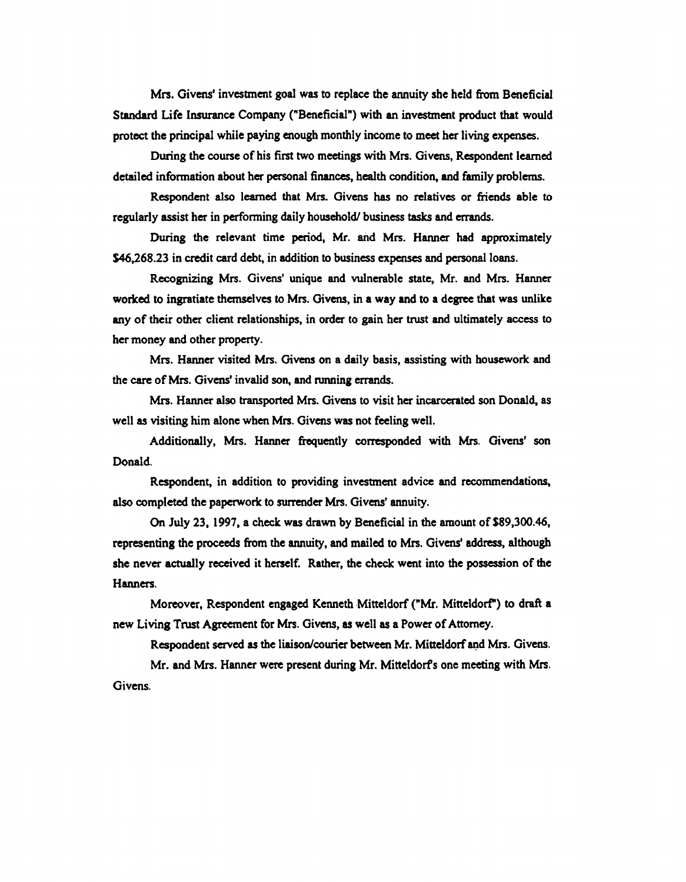Mrs. Givens' investment goal was to replace the annuity she held from Beneficial Standard Life Insurance Company ("Beneficial") with an investment product that would protect the principal while paying enough monthly income to meet her living expenses.

During the course of his first two meetings with Mrs. Givens, Respondent learned detailed information about her personal finances, health condition, and family problems.

Respondent also learned that Mrs. Givens has no relatives or friends able to regularly assist her in performing daily household/ business tasks and errands.

During the relevant time period, Mr. and Mrs. Hanner had approximately $46,268.23 in credit card debt, in addition to business expenses and personal loans.

Recognizing Mrs. Givens' unique and vulnerable state, Mr. and Mrs. Hanner worked to ingratiate themselves to Mrs. Givens, in a way and to a degree that was unlike any of their other client relationships, in order to gain her trust and ultimately access to her money and other property.

Mrs. Hanner visited Mrs. Givens on a daily basis, assisting with housework and the care of Mrs. Givens' invalid son, and running errands.

Mrs. Hanner also transported Mrs. Givens to visit her incarcerated son Donald, as well as visiting him alone when Mrs. Givens was not feeling well.

Additionally, Mrs. Hanner frequently corresponded with Mrs. Givens' son Donald.

Respondent, in addition to providing investment advice and recommendations, also completed the paperwork to surrender Mrs. Givens' annuity.

On July 23, 1997, a check was drawn by Beneficial in the amount of $89,300.46, representing the proceeds from the annuity, and mailed to Mrs. Givens' address, although she never actually received it herself. Rather, the check went into the possession of the Hanners.

Moreover, Respondent engaged Kenneth Mitteldorf ("Mr. Mitteldorf") to draft a new Living Trust Agreement for Mrs. Givens, as well as a Power of Attorney.

Respondent served as the liaison/courier between Mr. Mitteldorf and Mrs. Givens.

Mr. and Mrs. Hanner were present during Mr. Mitteldorf's one meeting with Mrs. Givens.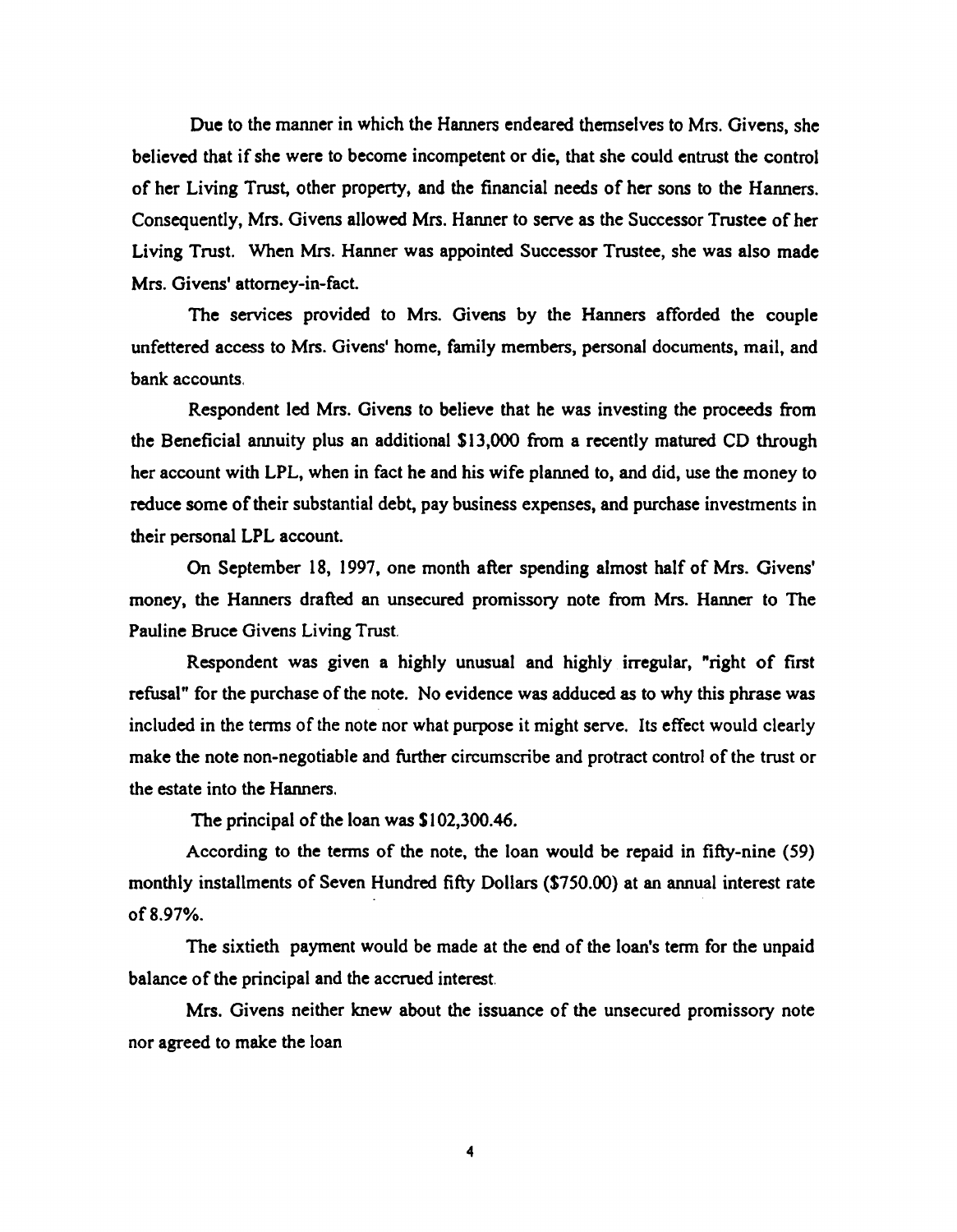Due to the manner in which the Hanners endeared themselves to Mrs. Givens, she believed that if she were to become incompetent or die, that she could entrust the control of her Living Trust, other property, and the financial needs of her sons to the Hanners. Consequently, Mrs. Givens allowed Mrs. Hanner to serve as the Successor Trustee of her Living Trust. When Mrs. Hanner was appointed Successor Trustee, she was also made Mrs. Givens' attorney-in-fact.

The services provided to Mrs. Givens by the Hanners afforded the couple unfettered access to Mrs. Givens' home, family members, personal documents, mail, and bank accounts.

Respondent led Mrs. Givens to believe that he was investing the proceeds from the Beneficial annuity plus an additional $13,000 from a recently matured CD through her account with LPL, when in fact he and his wife planned to, and did, use the money to reduce some of their substantial debt, pay business expenses, and purchase investments in their personal LPL account.

On September 18, 1997, one month after spending almost half of Mrs. Givens' money, the Hanners drafted an unsecured promissory note from Mrs. Hanner to The Pauline Bruce Givens Living Trust.

Respondent was given a highly unusual and highly irregular, "right of first refusal" for the purchase of the note. No evidence was adduced as to why this phrase was included in the terms of the note nor what purpose it might serve. Its effect would clearly make the note non-negotiable and further circumscribe and protract control of the trust or the estate into the Hanners.

The principal of the loan was $102,300.46.

According to the terms of the note, the loan would be repaid in fifty-nine (59) monthly installments of Seven Hundred fifty Dollars ($750.00) at an annual interest rate of 8.97%.

The sixtieth payment would be made at the end of the loan's term for the unpaid balance of the principal and the accrued interest.

Mrs. Givens neither knew about the issuance of the unsecured promissory note nor agreed to make the loan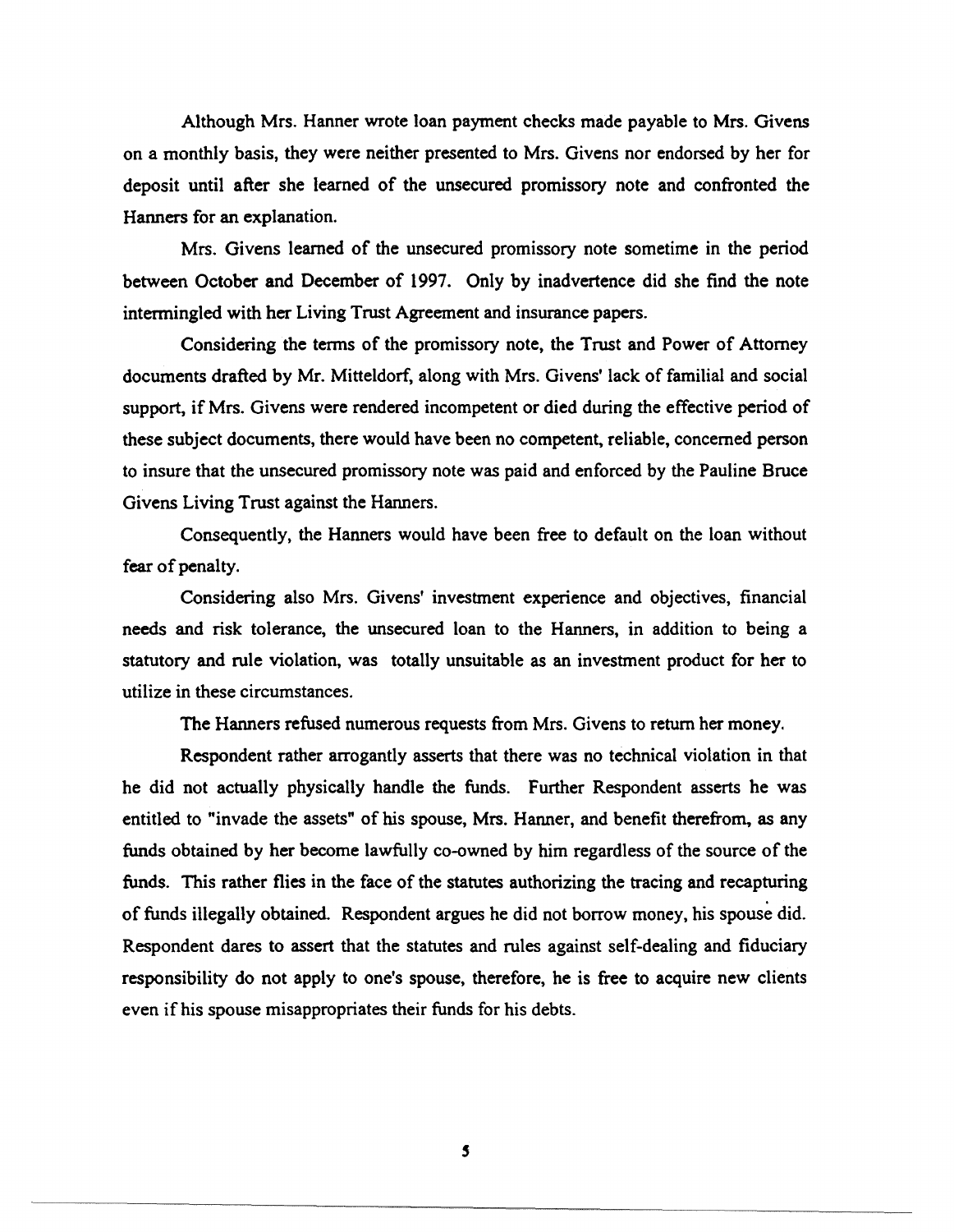Although Mrs. Hanner wrote loan payment checks made payable to Mrs. Givens on a monthly basis, they were neither presented to Mrs. Givens nor endorsed by her for deposit until after she learned of the unsecured promissory note and confronted the Hanners for an explanation.

Mrs. Givens learned of the unsecured promissory note sometime in the period between October and December of 1997. Only by inadvertence did she find the note intermingled with her Living Trust Agreement and insurance papers.

Considering the terms of the promissory note, the Trust and Power of Attorney documents drafted by Mr. Mitteldorf, along with Mrs. Givens' lack of familial and social support, if Mrs. Givens were rendered incompetent or died during the effective period of these subject documents, there would have been no competent, reliable, concerned person to insure that the unsecured promissory note was paid and enforced by the Pauline Bruce Givens Living Trust against the Hanners.

Consequently, the Hanners would have been free to default on the loan without fear of penalty.

Considering also Mrs. Givens' investment experience and objectives, financial needs and risk tolerance, the unsecured loan to the Hanners, in addition to being a statutory and rule violation, was totally unsuitable as an investment product for her to utilize in these circumstances.

The Hanners refused numerous requests from Mrs. Givens to return her money.

Respondent rather arrogantly asserts that there was no technical violation in that he did not actually physically handle the funds. Further Respondent asserts he was entitled to "invade the assets" of his spouse, Mrs. Hanner, and benefit therefrom, as any funds obtained by her become lawfully co-owned by him regardless of the source of the funds. This rather flies in the face of the statutes authorizing the tracing and recapturing of funds illegally obtained. Respondent argues he did not borrow money, his spouse did. Respondent dares to assert that the statutes and rules against self-dealing and fiduciary responsibility do not apply to one's spouse, therefore, he is free to acquire new clients even if his spouse misappropriates their funds for his debts.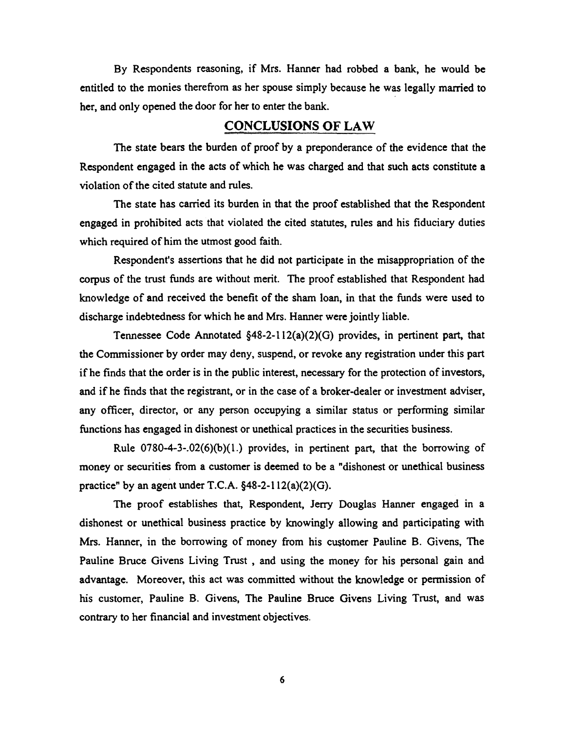By Respondents reasoning, if Mrs. Hanner had robbed a bank, he would be entitled to the monies therefrom as her spouse simply because he was legally married to her, and only opened the door for her to enter the bank.

## CONCLUSIONS OF LAW

The state bears the burden of proof by a preponderance of the evidence that the Respondent engaged in the acts of which he was charged and that such acts constitute a violation of the cited statute and rules.

The state has carried its burden in that the proof established that the Respondent engaged in prohibited acts that violated the cited statutes, rules and his fiduciary duties which required of him the utmost good faith.

Respondent's assertions that he did not participate in the misappropriation of the corpus of the trust funds are without merit. The proof established that Respondent had knowledge of and received the benefit of the sham loan, in that the funds were used to discharge indebtedness for which he and Mrs. Hanner were jointly liable.

Tennessee Code Annotated §48-2-112(a)(2)(G) provides, in pertinent part, that the Commissioner by order may deny, suspend, or revoke any registration under this part if he finds that the order is in the public interest, necessary for the protection of investors, and if he finds that the registrant, or in the case of a broker-dealer or investment adviser, any officer, director, or any person occupying a similar status or performing similar functions has engaged in dishonest or unethical practices in the securities business.

Rule 0780-4-3-.02(6)(b)(1.) provides, in pertinent part, that the borrowing of money or securities from a customer is deemed to be a "dishonest or unethical business practice" by an agent under T.C.A. §48-2-112(a)(2)(G).

The proof establishes that, Respondent, Jerry Douglas Hanner engaged in a dishonest or unethical business practice by knowingly allowing and participating with Mrs. Hanner, in the borrowing of money from his customer Pauline B. Givens, The Pauline Bruce Givens Living Trust , and using the money for his personal gain and advantage. Moreover, this act was committed without the knowledge or permission of his customer, Pauline B. Givens, The Pauline Bruce Givens Living Trust, and was contrary to her financial and investment objectives.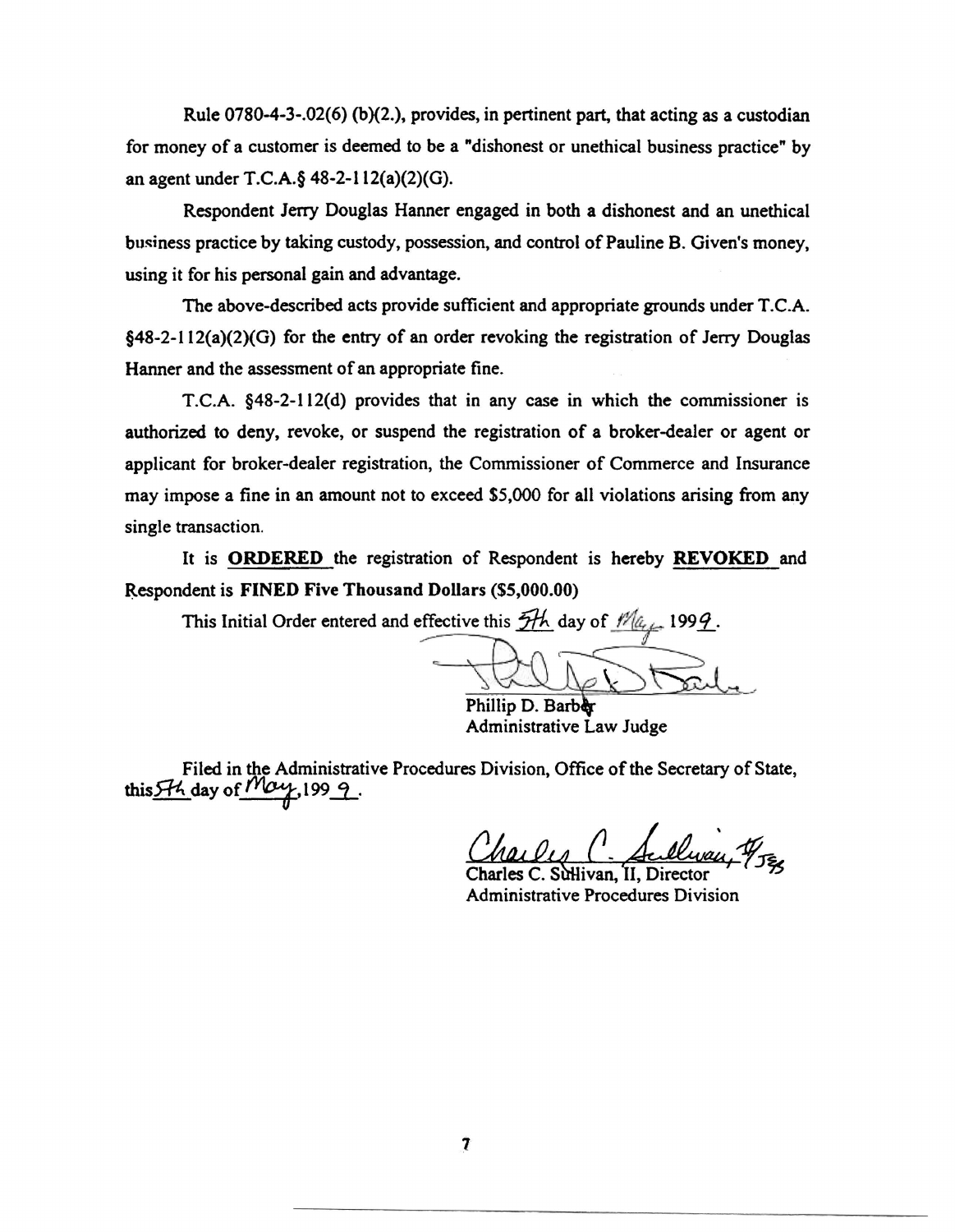Rule 0780-4-3-.02(6) (b)(2.), provides, in pertinent part, that acting as a custodian for money of a customer is deemed to be a "dishonest or unethical business practice" by an agent under T.C.A.§ 48-2-112(a)(2)(G).

Respondent Jerry Douglas Hanner engaged in both a dishonest and an unethical business practice by taking custody, possession, and control of Pauline B. Given's money, using it for his personal gain and advantage.

The above-described acts provide sufficient and appropriate grounds under T.C.A. §48-2-112(a)(2)(G) for the entry of an order revoking the registration of Jerry Douglas Hanner and the assessment of an appropriate fine.

T.C.A. §48-2-112(d) provides that in any case in which the commissioner is authorized to deny, revoke, or suspend the registration of a broker-dealer or agent or applicant for broker-dealer registration, the Commissioner of Commerce and Insurance may impose a fine in an amount not to exceed $5,000 for all violations arising from any single transaction.

It is **ORDERED** the registration of Respondent is hereby **REVOKED** and Respondent is **FINED Five Thousand Dollars ($5,000.00)**

This Initial Order entered and effective this 5th day of May 1999.

Phillip D. Barber
Administrative Law Judge

Filed in the Administrative Procedures Division, Office of the Secretary of State, this 5th day of May, 1999.

Charles C. Sullivan, II, Director
Administrative Procedures Division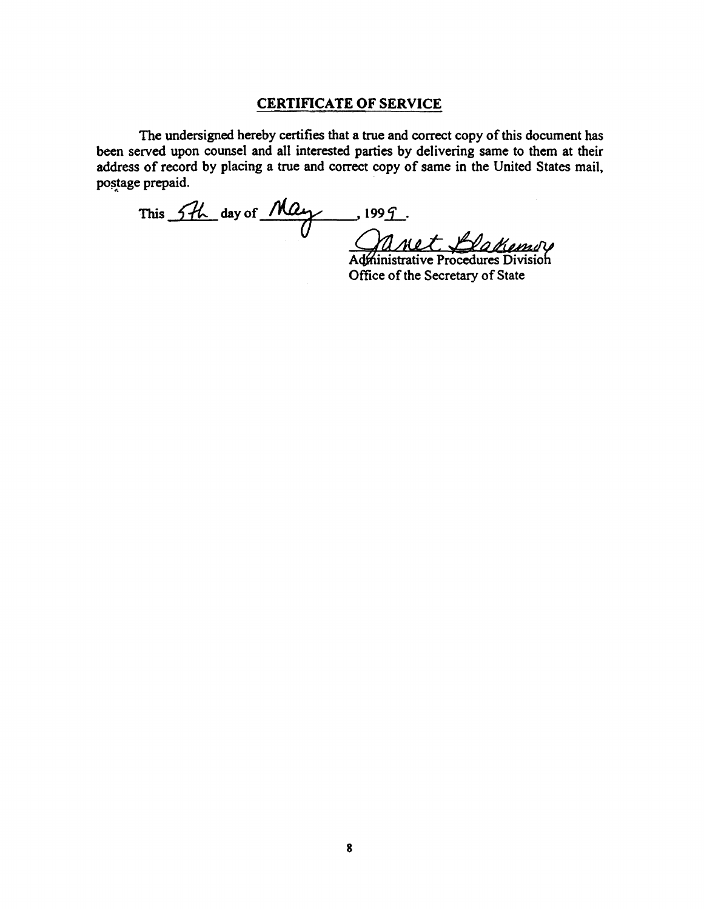## CERTIFICATE OF SERVICE

The undersigned hereby certifies that a true and correct copy of this document has been served upon counsel and all interested parties by delivering same to them at their address of record by placing a true and correct copy of same in the United States mail, postage prepaid.

This 5th day of May, 1999.

Janet Blakemore
Administrative Procedures Division
Office of the Secretary of State